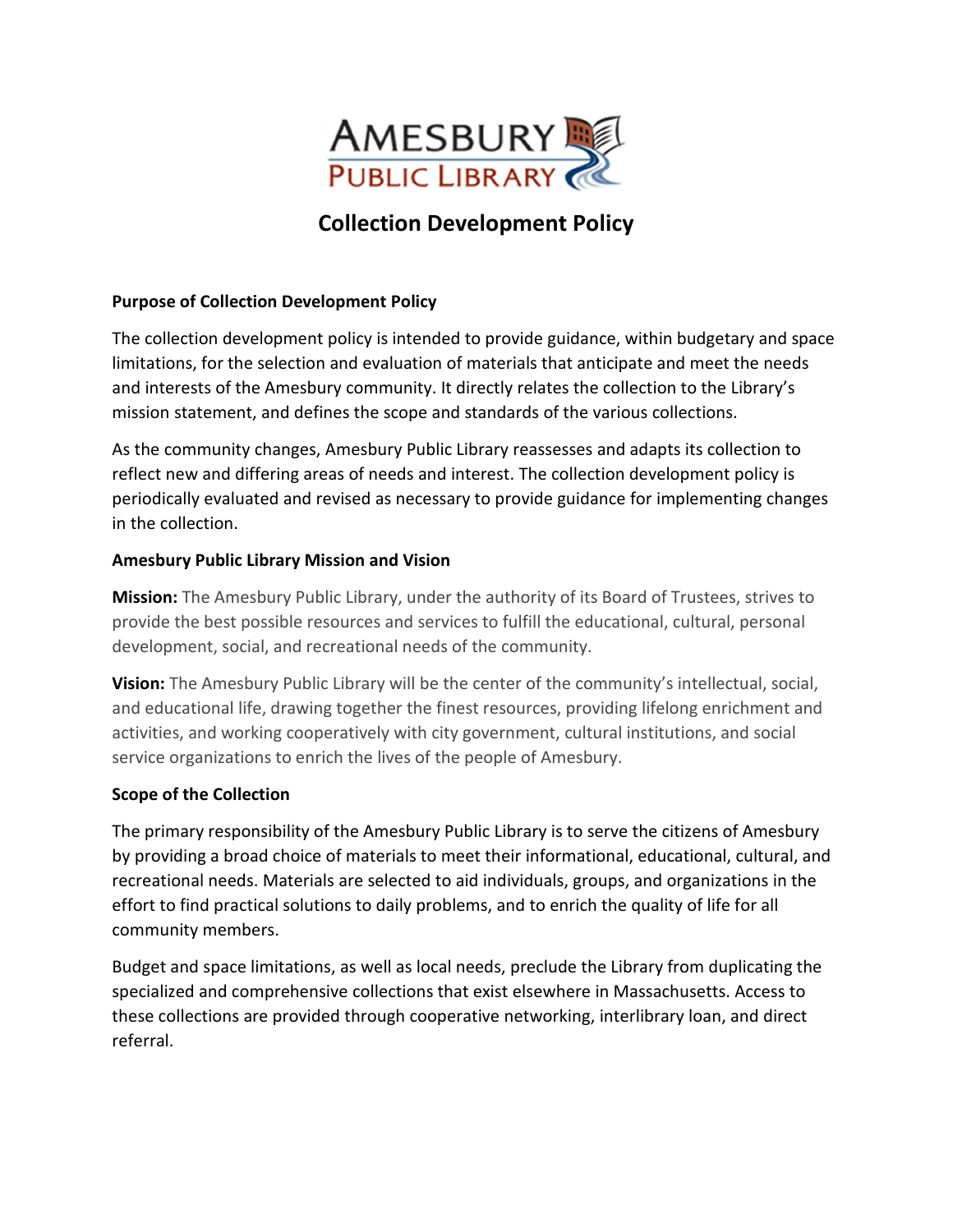AMESBURY PUBLIC LIBRARY

# Collection Development Policy

**Purpose of Collection Development Policy**

The collection development policy is intended to provide guidance, within budgetary and space limitations, for the selection and evaluation of materials that anticipate and meet the needs and interests of the Amesbury community. It directly relates the collection to the Library's mission statement, and defines the scope and standards of the various collections.

As the community changes, Amesbury Public Library reassesses and adapts its collection to reflect new and differing areas of needs and interest. The collection development policy is periodically evaluated and revised as necessary to provide guidance for implementing changes in the collection.

**Amesbury Public Library Mission and Vision**

**Mission:** The Amesbury Public Library, under the authority of its Board of Trustees, strives to provide the best possible resources and services to fulfill the educational, cultural, personal development, social, and recreational needs of the community.

**Vision:** The Amesbury Public Library will be the center of the community's intellectual, social, and educational life, drawing together the finest resources, providing lifelong enrichment and activities, and working cooperatively with city government, cultural institutions, and social service organizations to enrich the lives of the people of Amesbury.

**Scope of the Collection**

The primary responsibility of the Amesbury Public Library is to serve the citizens of Amesbury by providing a broad choice of materials to meet their informational, educational, cultural, and recreational needs. Materials are selected to aid individuals, groups, and organizations in the effort to find practical solutions to daily problems, and to enrich the quality of life for all community members.

Budget and space limitations, as well as local needs, preclude the Library from duplicating the specialized and comprehensive collections that exist elsewhere in Massachusetts. Access to these collections are provided through cooperative networking, interlibrary loan, and direct referral.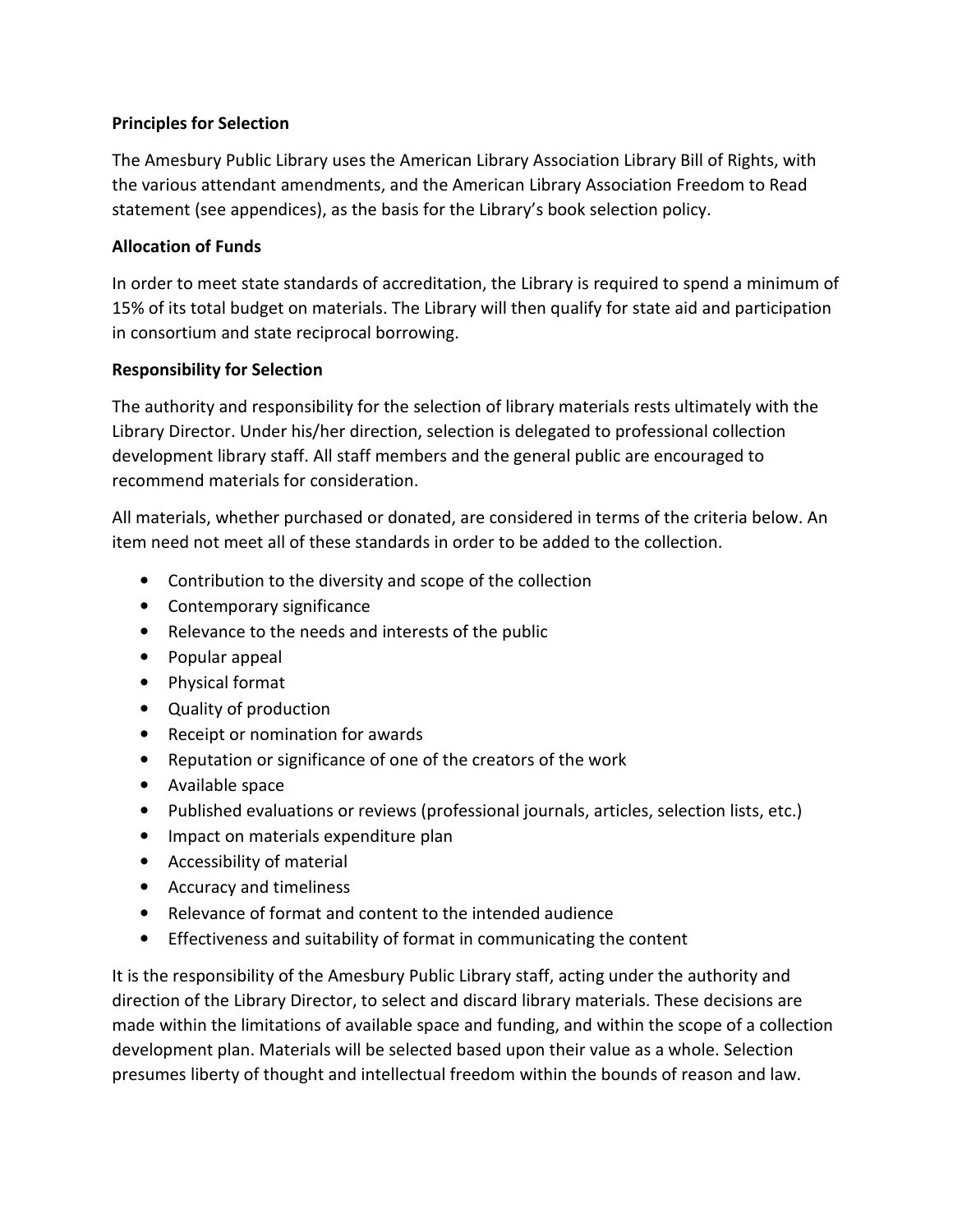**Principles for Selection**

The Amesbury Public Library uses the American Library Association Library Bill of Rights, with the various attendant amendments, and the American Library Association Freedom to Read statement (see appendices), as the basis for the Library's book selection policy.

**Allocation of Funds**

In order to meet state standards of accreditation, the Library is required to spend a minimum of 15% of its total budget on materials. The Library will then qualify for state aid and participation in consortium and state reciprocal borrowing.

**Responsibility for Selection**

The authority and responsibility for the selection of library materials rests ultimately with the Library Director. Under his/her direction, selection is delegated to professional collection development library staff. All staff members and the general public are encouraged to recommend materials for consideration.

All materials, whether purchased or donated, are considered in terms of the criteria below. An item need not meet all of these standards in order to be added to the collection.

- Contribution to the diversity and scope of the collection
- Contemporary significance
- Relevance to the needs and interests of the public
- Popular appeal
- Physical format
- Quality of production
- Receipt or nomination for awards
- Reputation or significance of one of the creators of the work
- Available space
- Published evaluations or reviews (professional journals, articles, selection lists, etc.)
- Impact on materials expenditure plan
- Accessibility of material
- Accuracy and timeliness
- Relevance of format and content to the intended audience
- Effectiveness and suitability of format in communicating the content

It is the responsibility of the Amesbury Public Library staff, acting under the authority and direction of the Library Director, to select and discard library materials. These decisions are made within the limitations of available space and funding, and within the scope of a collection development plan. Materials will be selected based upon their value as a whole. Selection presumes liberty of thought and intellectual freedom within the bounds of reason and law.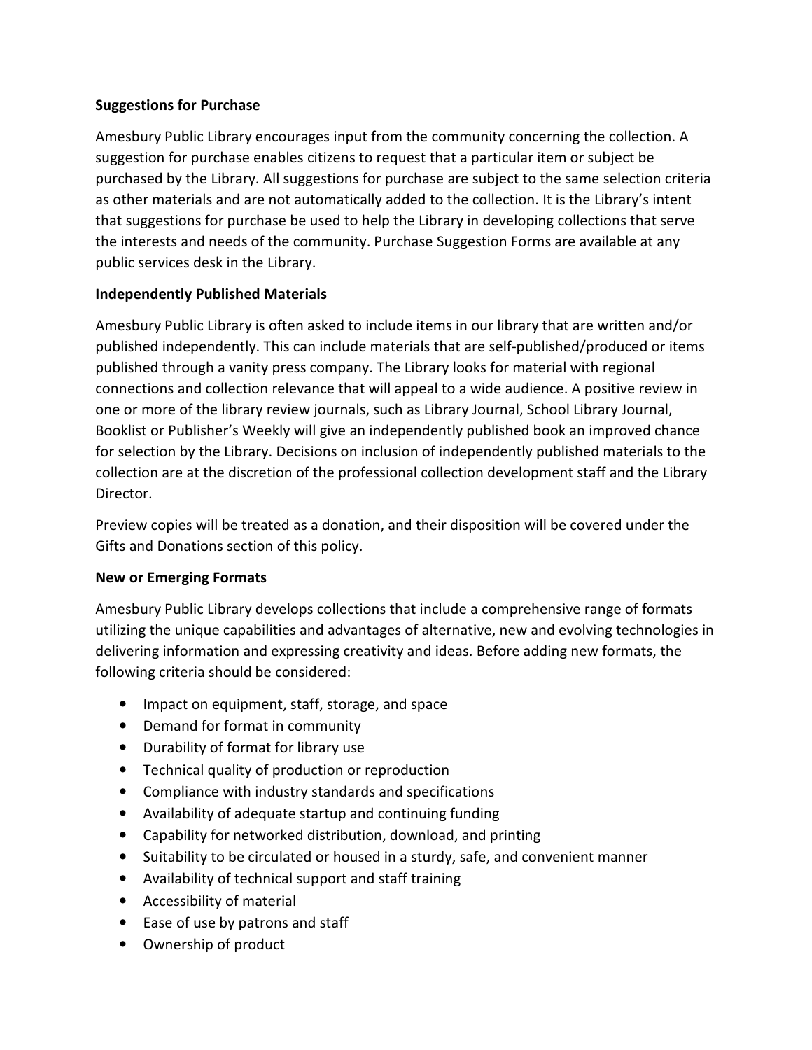**Suggestions for Purchase**

Amesbury Public Library encourages input from the community concerning the collection. A suggestion for purchase enables citizens to request that a particular item or subject be purchased by the Library. All suggestions for purchase are subject to the same selection criteria as other materials and are not automatically added to the collection. It is the Library's intent that suggestions for purchase be used to help the Library in developing collections that serve the interests and needs of the community. Purchase Suggestion Forms are available at any public services desk in the Library.

**Independently Published Materials**

Amesbury Public Library is often asked to include items in our library that are written and/or published independently. This can include materials that are self-published/produced or items published through a vanity press company. The Library looks for material with regional connections and collection relevance that will appeal to a wide audience. A positive review in one or more of the library review journals, such as Library Journal, School Library Journal, Booklist or Publisher's Weekly will give an independently published book an improved chance for selection by the Library. Decisions on inclusion of independently published materials to the collection are at the discretion of the professional collection development staff and the Library Director.

Preview copies will be treated as a donation, and their disposition will be covered under the Gifts and Donations section of this policy.

**New or Emerging Formats**

Amesbury Public Library develops collections that include a comprehensive range of formats utilizing the unique capabilities and advantages of alternative, new and evolving technologies in delivering information and expressing creativity and ideas. Before adding new formats, the following criteria should be considered:

- Impact on equipment, staff, storage, and space
- Demand for format in community
- Durability of format for library use
- Technical quality of production or reproduction
- Compliance with industry standards and specifications
- Availability of adequate startup and continuing funding
- Capability for networked distribution, download, and printing
- Suitability to be circulated or housed in a sturdy, safe, and convenient manner
- Availability of technical support and staff training
- Accessibility of material
- Ease of use by patrons and staff
- Ownership of product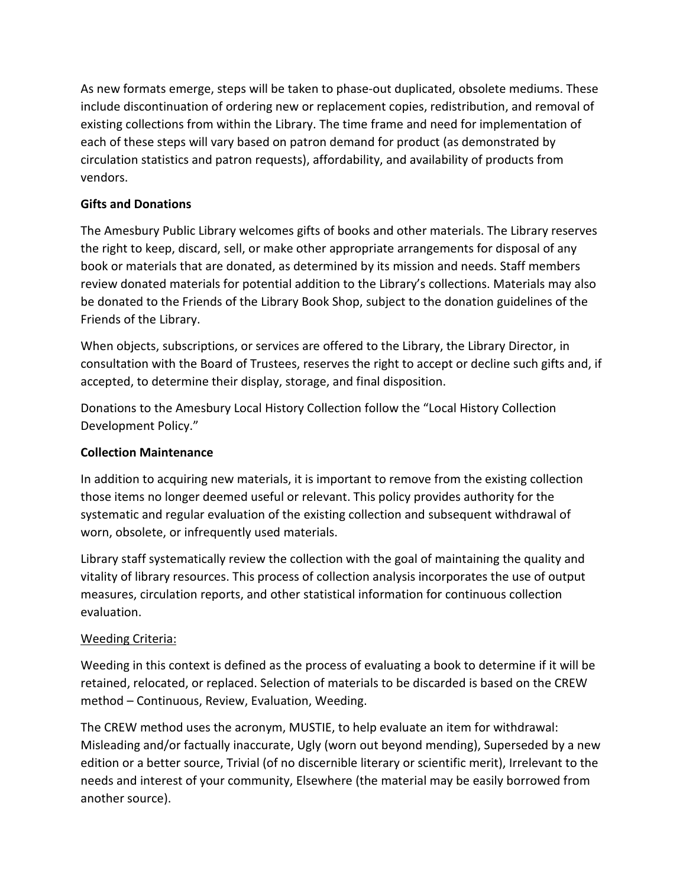As new formats emerge, steps will be taken to phase-out duplicated, obsolete mediums. These include discontinuation of ordering new or replacement copies, redistribution, and removal of existing collections from within the Library. The time frame and need for implementation of each of these steps will vary based on patron demand for product (as demonstrated by circulation statistics and patron requests), affordability, and availability of products from vendors.

**Gifts and Donations**

The Amesbury Public Library welcomes gifts of books and other materials. The Library reserves the right to keep, discard, sell, or make other appropriate arrangements for disposal of any book or materials that are donated, as determined by its mission and needs. Staff members review donated materials for potential addition to the Library's collections. Materials may also be donated to the Friends of the Library Book Shop, subject to the donation guidelines of the Friends of the Library.

When objects, subscriptions, or services are offered to the Library, the Library Director, in consultation with the Board of Trustees, reserves the right to accept or decline such gifts and, if accepted, to determine their display, storage, and final disposition.

Donations to the Amesbury Local History Collection follow the "Local History Collection Development Policy."

**Collection Maintenance**

In addition to acquiring new materials, it is important to remove from the existing collection those items no longer deemed useful or relevant. This policy provides authority for the systematic and regular evaluation of the existing collection and subsequent withdrawal of worn, obsolete, or infrequently used materials.

Library staff systematically review the collection with the goal of maintaining the quality and vitality of library resources. This process of collection analysis incorporates the use of output measures, circulation reports, and other statistical information for continuous collection evaluation.

<u>Weeding Criteria:</u>

Weeding in this context is defined as the process of evaluating a book to determine if it will be retained, relocated, or replaced. Selection of materials to be discarded is based on the CREW method – Continuous, Review, Evaluation, Weeding.

The CREW method uses the acronym, MUSTIE, to help evaluate an item for withdrawal: Misleading and/or factually inaccurate, Ugly (worn out beyond mending), Superseded by a new edition or a better source, Trivial (of no discernible literary or scientific merit), Irrelevant to the needs and interest of your community, Elsewhere (the material may be easily borrowed from another source).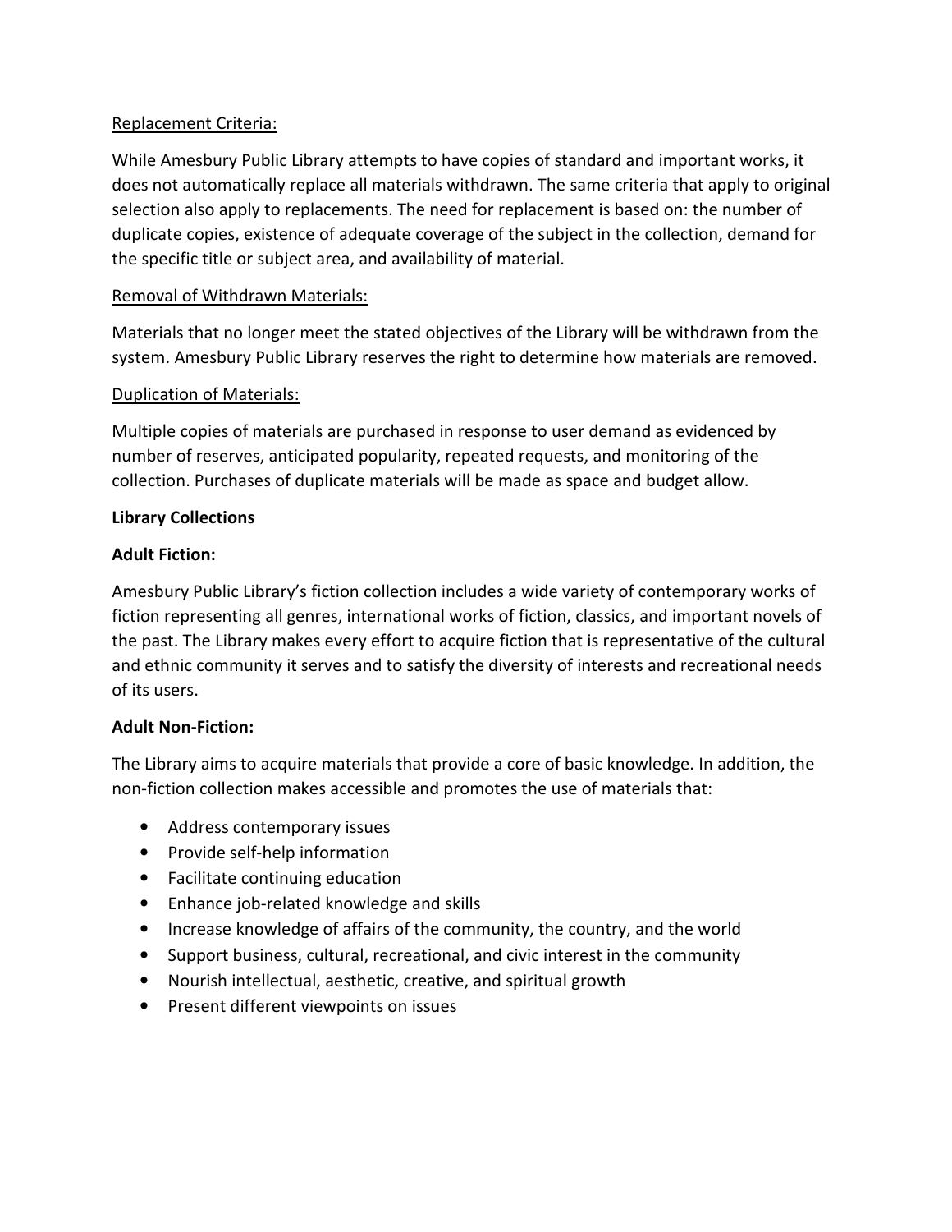Replacement Criteria:

While Amesbury Public Library attempts to have copies of standard and important works, it does not automatically replace all materials withdrawn. The same criteria that apply to original selection also apply to replacements. The need for replacement is based on: the number of duplicate copies, existence of adequate coverage of the subject in the collection, demand for the specific title or subject area, and availability of material.

Removal of Withdrawn Materials:

Materials that no longer meet the stated objectives of the Library will be withdrawn from the system. Amesbury Public Library reserves the right to determine how materials are removed.

Duplication of Materials:

Multiple copies of materials are purchased in response to user demand as evidenced by number of reserves, anticipated popularity, repeated requests, and monitoring of the collection. Purchases of duplicate materials will be made as space and budget allow.

**Library Collections**

**Adult Fiction:**

Amesbury Public Library's fiction collection includes a wide variety of contemporary works of fiction representing all genres, international works of fiction, classics, and important novels of the past. The Library makes every effort to acquire fiction that is representative of the cultural and ethnic community it serves and to satisfy the diversity of interests and recreational needs of its users.

**Adult Non-Fiction:**

The Library aims to acquire materials that provide a core of basic knowledge. In addition, the non-fiction collection makes accessible and promotes the use of materials that:

- Address contemporary issues
- Provide self-help information
- Facilitate continuing education
- Enhance job-related knowledge and skills
- Increase knowledge of affairs of the community, the country, and the world
- Support business, cultural, recreational, and civic interest in the community
- Nourish intellectual, aesthetic, creative, and spiritual growth
- Present different viewpoints on issues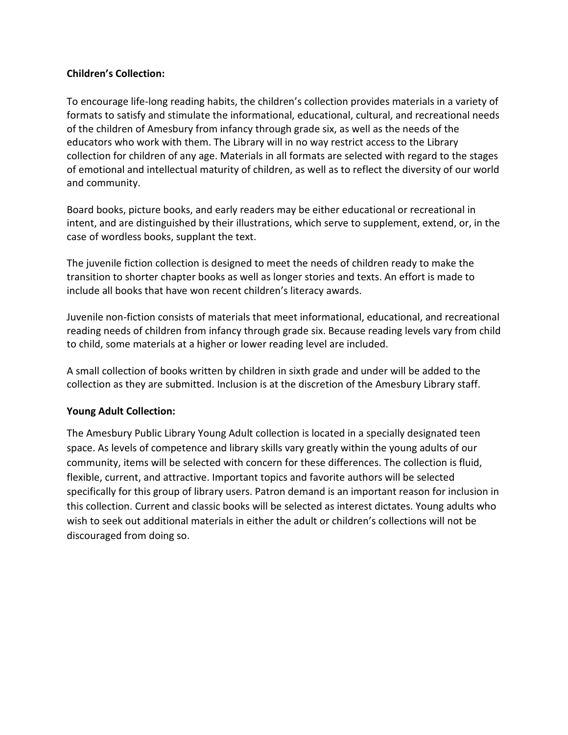**Children's Collection:**

To encourage life-long reading habits, the children's collection provides materials in a variety of formats to satisfy and stimulate the informational, educational, cultural, and recreational needs of the children of Amesbury from infancy through grade six, as well as the needs of the educators who work with them. The Library will in no way restrict access to the Library collection for children of any age. Materials in all formats are selected with regard to the stages of emotional and intellectual maturity of children, as well as to reflect the diversity of our world and community.

Board books, picture books, and early readers may be either educational or recreational in intent, and are distinguished by their illustrations, which serve to supplement, extend, or, in the case of wordless books, supplant the text.

The juvenile fiction collection is designed to meet the needs of children ready to make the transition to shorter chapter books as well as longer stories and texts. An effort is made to include all books that have won recent children's literacy awards.

Juvenile non-fiction consists of materials that meet informational, educational, and recreational reading needs of children from infancy through grade six. Because reading levels vary from child to child, some materials at a higher or lower reading level are included.

A small collection of books written by children in sixth grade and under will be added to the collection as they are submitted. Inclusion is at the discretion of the Amesbury Library staff.

**Young Adult Collection:**

The Amesbury Public Library Young Adult collection is located in a specially designated teen space. As levels of competence and library skills vary greatly within the young adults of our community, items will be selected with concern for these differences. The collection is fluid, flexible, current, and attractive. Important topics and favorite authors will be selected specifically for this group of library users. Patron demand is an important reason for inclusion in this collection. Current and classic books will be selected as interest dictates. Young adults who wish to seek out additional materials in either the adult or children's collections will not be discouraged from doing so.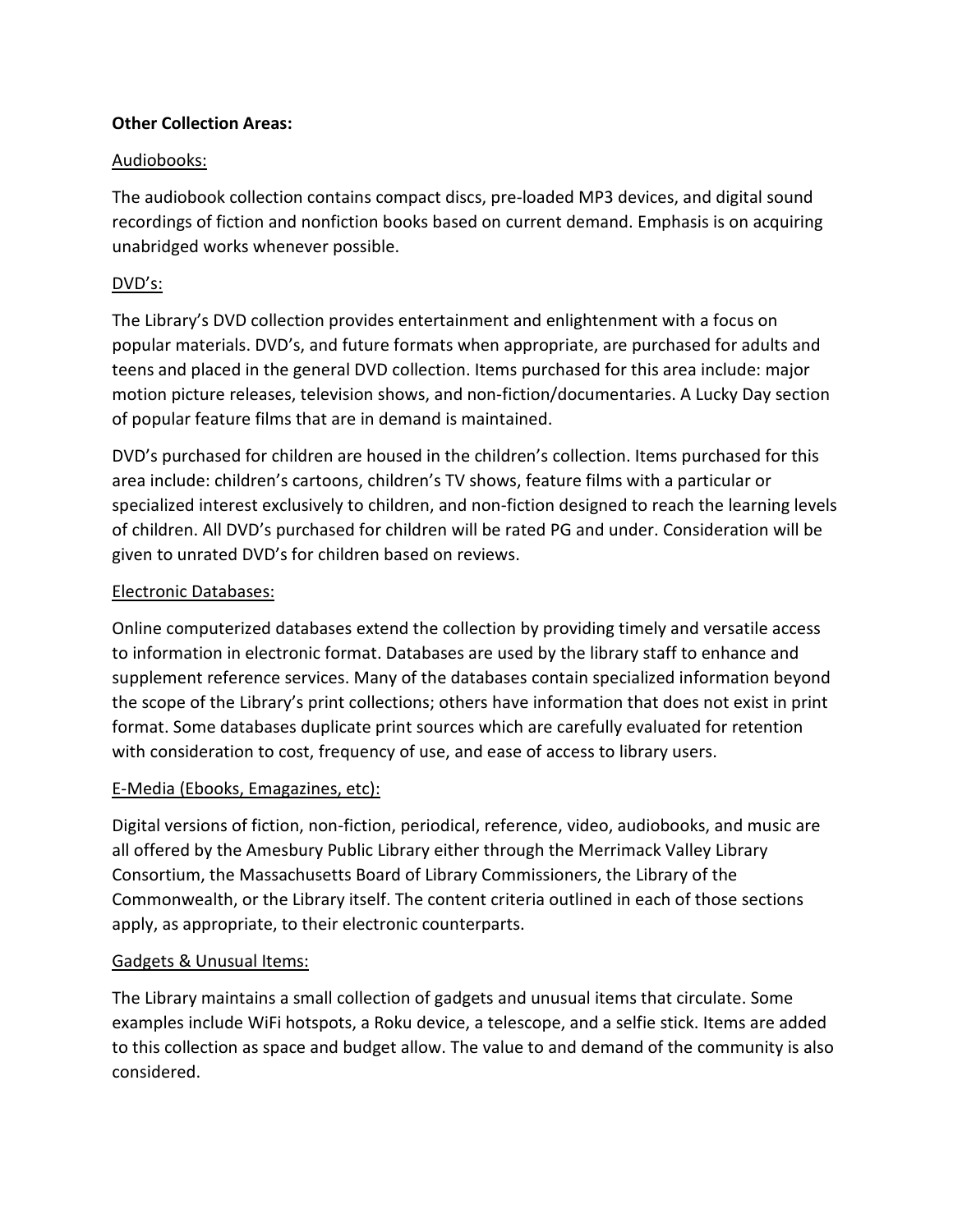**Other Collection Areas:**

Audiobooks:

The audiobook collection contains compact discs, pre-loaded MP3 devices, and digital sound recordings of fiction and nonfiction books based on current demand. Emphasis is on acquiring unabridged works whenever possible.

DVD's:

The Library's DVD collection provides entertainment and enlightenment with a focus on popular materials. DVD's, and future formats when appropriate, are purchased for adults and teens and placed in the general DVD collection. Items purchased for this area include: major motion picture releases, television shows, and non-fiction/documentaries. A Lucky Day section of popular feature films that are in demand is maintained.

DVD's purchased for children are housed in the children's collection. Items purchased for this area include: children's cartoons, children's TV shows, feature films with a particular or specialized interest exclusively to children, and non-fiction designed to reach the learning levels of children. All DVD's purchased for children will be rated PG and under. Consideration will be given to unrated DVD's for children based on reviews.

Electronic Databases:

Online computerized databases extend the collection by providing timely and versatile access to information in electronic format. Databases are used by the library staff to enhance and supplement reference services. Many of the databases contain specialized information beyond the scope of the Library's print collections; others have information that does not exist in print format. Some databases duplicate print sources which are carefully evaluated for retention with consideration to cost, frequency of use, and ease of access to library users.

E-Media (Ebooks, Emagazines, etc):

Digital versions of fiction, non-fiction, periodical, reference, video, audiobooks, and music are all offered by the Amesbury Public Library either through the Merrimack Valley Library Consortium, the Massachusetts Board of Library Commissioners, the Library of the Commonwealth, or the Library itself. The content criteria outlined in each of those sections apply, as appropriate, to their electronic counterparts.

Gadgets & Unusual Items:

The Library maintains a small collection of gadgets and unusual items that circulate. Some examples include WiFi hotspots, a Roku device, a telescope, and a selfie stick. Items are added to this collection as space and budget allow. The value to and demand of the community is also considered.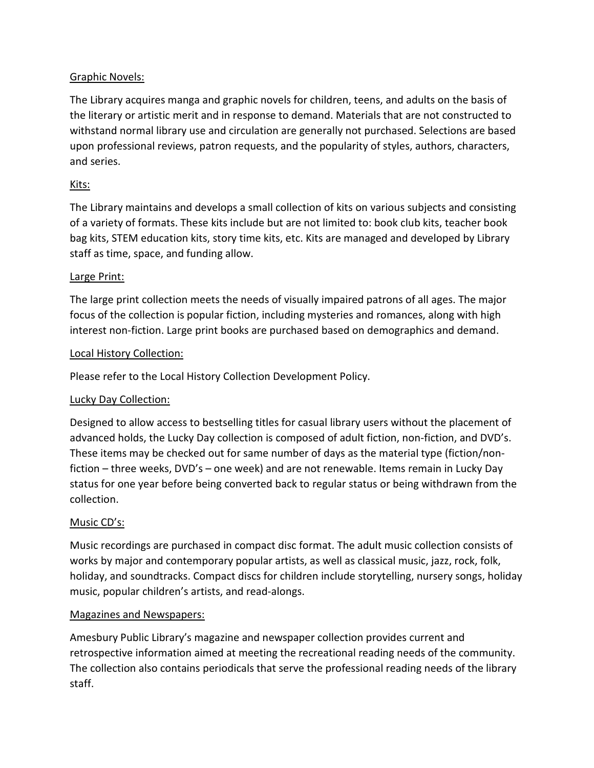Graphic Novels:

The Library acquires manga and graphic novels for children, teens, and adults on the basis of the literary or artistic merit and in response to demand. Materials that are not constructed to withstand normal library use and circulation are generally not purchased. Selections are based upon professional reviews, patron requests, and the popularity of styles, authors, characters, and series.

Kits:

The Library maintains and develops a small collection of kits on various subjects and consisting of a variety of formats. These kits include but are not limited to: book club kits, teacher book bag kits, STEM education kits, story time kits, etc. Kits are managed and developed by Library staff as time, space, and funding allow.

Large Print:

The large print collection meets the needs of visually impaired patrons of all ages. The major focus of the collection is popular fiction, including mysteries and romances, along with high interest non-fiction. Large print books are purchased based on demographics and demand.

Local History Collection:

Please refer to the Local History Collection Development Policy.

Lucky Day Collection:

Designed to allow access to bestselling titles for casual library users without the placement of advanced holds, the Lucky Day collection is composed of adult fiction, non-fiction, and DVD's. These items may be checked out for same number of days as the material type (fiction/non-fiction – three weeks, DVD's – one week) and are not renewable. Items remain in Lucky Day status for one year before being converted back to regular status or being withdrawn from the collection.

Music CD's:

Music recordings are purchased in compact disc format. The adult music collection consists of works by major and contemporary popular artists, as well as classical music, jazz, rock, folk, holiday, and soundtracks. Compact discs for children include storytelling, nursery songs, holiday music, popular children's artists, and read-alongs.

Magazines and Newspapers:

Amesbury Public Library's magazine and newspaper collection provides current and retrospective information aimed at meeting the recreational reading needs of the community. The collection also contains periodicals that serve the professional reading needs of the library staff.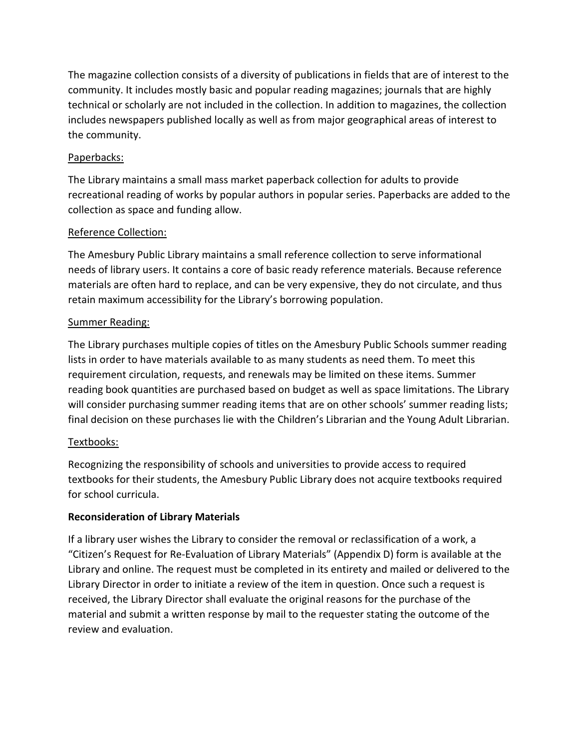The magazine collection consists of a diversity of publications in fields that are of interest to the community. It includes mostly basic and popular reading magazines; journals that are highly technical or scholarly are not included in the collection. In addition to magazines, the collection includes newspapers published locally as well as from major geographical areas of interest to the community.

<u>Paperbacks:</u>

The Library maintains a small mass market paperback collection for adults to provide recreational reading of works by popular authors in popular series. Paperbacks are added to the collection as space and funding allow.

<u>Reference Collection:</u>

The Amesbury Public Library maintains a small reference collection to serve informational needs of library users. It contains a core of basic ready reference materials. Because reference materials are often hard to replace, and can be very expensive, they do not circulate, and thus retain maximum accessibility for the Library's borrowing population.

<u>Summer Reading:</u>

The Library purchases multiple copies of titles on the Amesbury Public Schools summer reading lists in order to have materials available to as many students as need them. To meet this requirement circulation, requests, and renewals may be limited on these items. Summer reading book quantities are purchased based on budget as well as space limitations. The Library will consider purchasing summer reading items that are on other schools' summer reading lists; final decision on these purchases lie with the Children's Librarian and the Young Adult Librarian.

<u>Textbooks:</u>

Recognizing the responsibility of schools and universities to provide access to required textbooks for their students, the Amesbury Public Library does not acquire textbooks required for school curricula.

**Reconsideration of Library Materials**

If a library user wishes the Library to consider the removal or reclassification of a work, a "Citizen's Request for Re-Evaluation of Library Materials" (Appendix D) form is available at the Library and online. The request must be completed in its entirety and mailed or delivered to the Library Director in order to initiate a review of the item in question. Once such a request is received, the Library Director shall evaluate the original reasons for the purchase of the material and submit a written response by mail to the requester stating the outcome of the review and evaluation.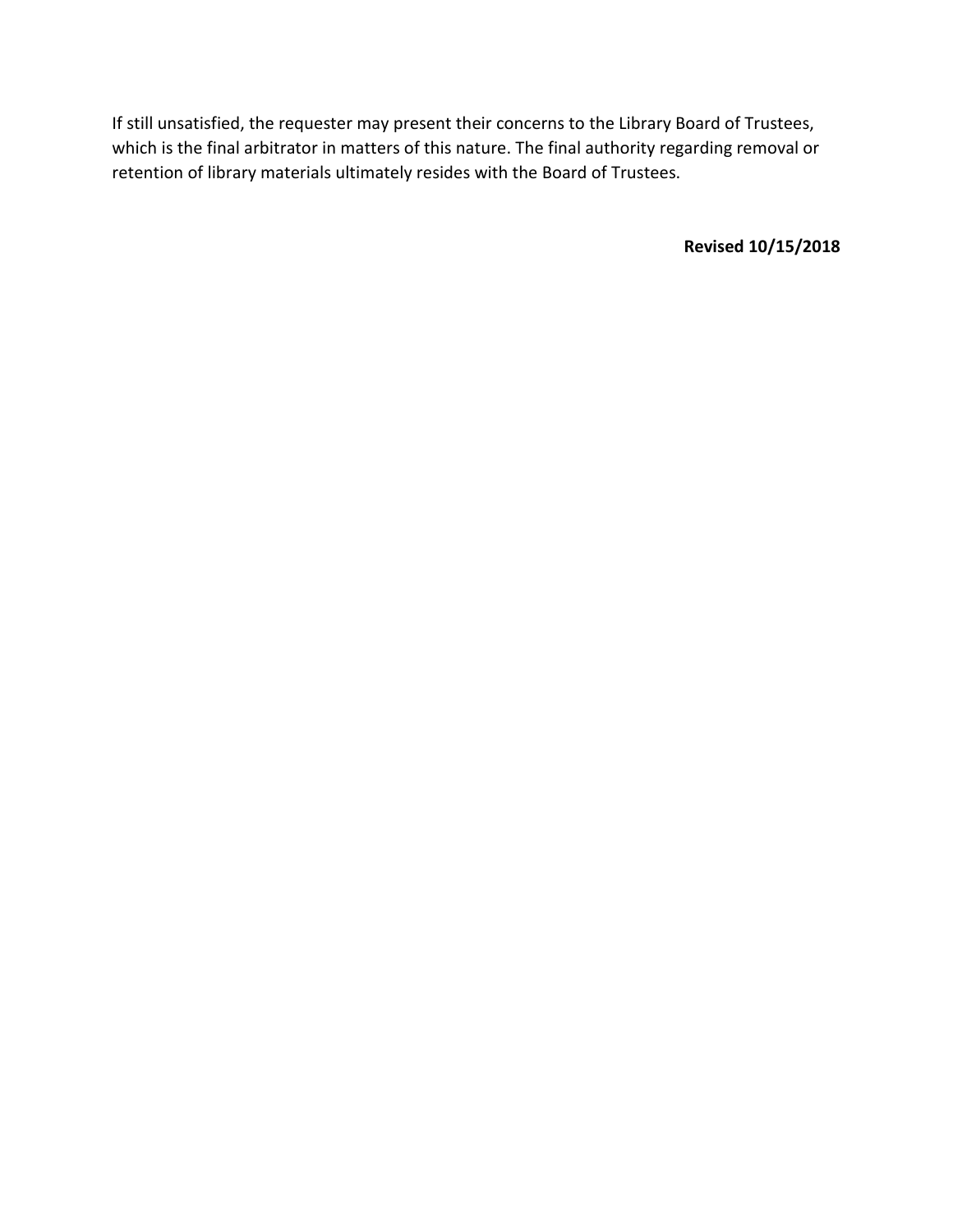If still unsatisfied, the requester may present their concerns to the Library Board of Trustees, which is the final arbitrator in matters of this nature. The final authority regarding removal or retention of library materials ultimately resides with the Board of Trustees.

**Revised 10/15/2018**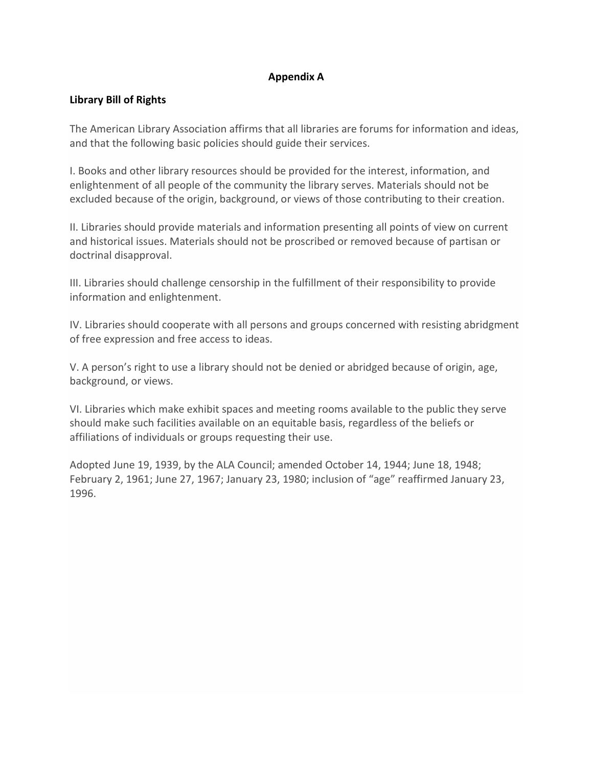## Appendix A

### Library Bill of Rights

The American Library Association affirms that all libraries are forums for information and ideas, and that the following basic policies should guide their services.

I. Books and other library resources should be provided for the interest, information, and enlightenment of all people of the community the library serves. Materials should not be excluded because of the origin, background, or views of those contributing to their creation.

II. Libraries should provide materials and information presenting all points of view on current and historical issues. Materials should not be proscribed or removed because of partisan or doctrinal disapproval.

III. Libraries should challenge censorship in the fulfillment of their responsibility to provide information and enlightenment.

IV. Libraries should cooperate with all persons and groups concerned with resisting abridgment of free expression and free access to ideas.

V. A person's right to use a library should not be denied or abridged because of origin, age, background, or views.

VI. Libraries which make exhibit spaces and meeting rooms available to the public they serve should make such facilities available on an equitable basis, regardless of the beliefs or affiliations of individuals or groups requesting their use.

Adopted June 19, 1939, by the ALA Council; amended October 14, 1944; June 18, 1948; February 2, 1961; June 27, 1967; January 23, 1980; inclusion of "age" reaffirmed January 23, 1996.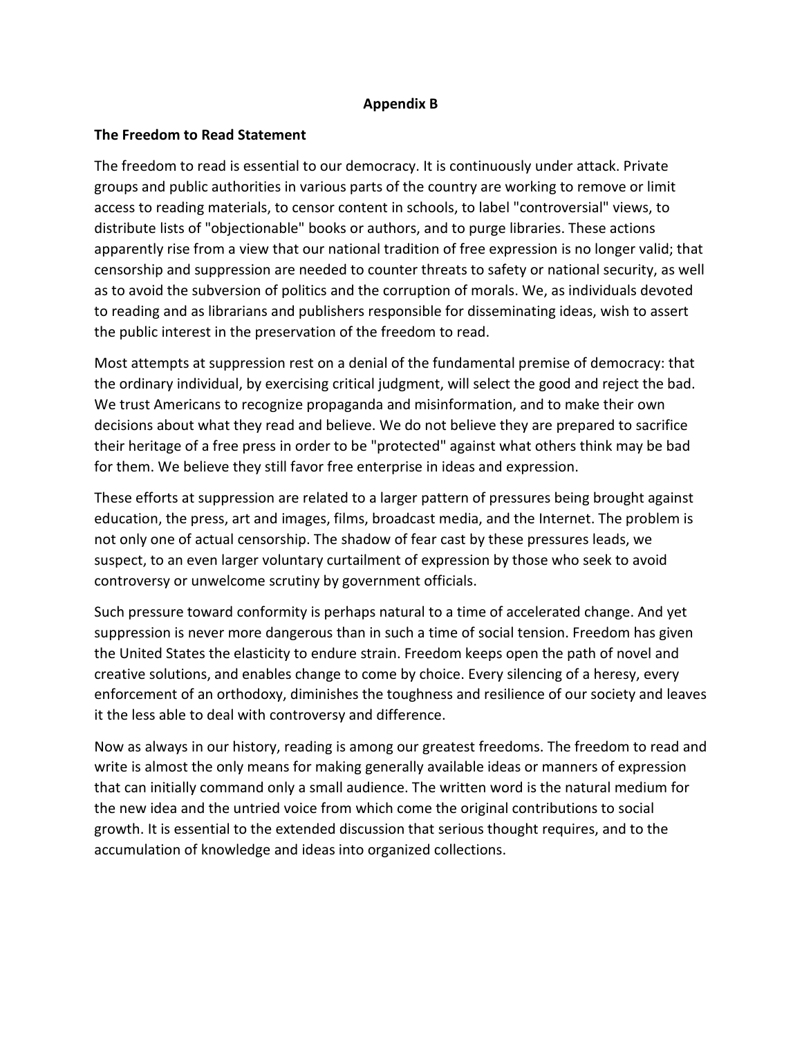## Appendix B

### The Freedom to Read Statement

The freedom to read is essential to our democracy. It is continuously under attack. Private groups and public authorities in various parts of the country are working to remove or limit access to reading materials, to censor content in schools, to label "controversial" views, to distribute lists of "objectionable" books or authors, and to purge libraries. These actions apparently rise from a view that our national tradition of free expression is no longer valid; that censorship and suppression are needed to counter threats to safety or national security, as well as to avoid the subversion of politics and the corruption of morals. We, as individuals devoted to reading and as librarians and publishers responsible for disseminating ideas, wish to assert the public interest in the preservation of the freedom to read.

Most attempts at suppression rest on a denial of the fundamental premise of democracy: that the ordinary individual, by exercising critical judgment, will select the good and reject the bad. We trust Americans to recognize propaganda and misinformation, and to make their own decisions about what they read and believe. We do not believe they are prepared to sacrifice their heritage of a free press in order to be "protected" against what others think may be bad for them. We believe they still favor free enterprise in ideas and expression.

These efforts at suppression are related to a larger pattern of pressures being brought against education, the press, art and images, films, broadcast media, and the Internet. The problem is not only one of actual censorship. The shadow of fear cast by these pressures leads, we suspect, to an even larger voluntary curtailment of expression by those who seek to avoid controversy or unwelcome scrutiny by government officials.

Such pressure toward conformity is perhaps natural to a time of accelerated change. And yet suppression is never more dangerous than in such a time of social tension. Freedom has given the United States the elasticity to endure strain. Freedom keeps open the path of novel and creative solutions, and enables change to come by choice. Every silencing of a heresy, every enforcement of an orthodoxy, diminishes the toughness and resilience of our society and leaves it the less able to deal with controversy and difference.

Now as always in our history, reading is among our greatest freedoms. The freedom to read and write is almost the only means for making generally available ideas or manners of expression that can initially command only a small audience. The written word is the natural medium for the new idea and the untried voice from which come the original contributions to social growth. It is essential to the extended discussion that serious thought requires, and to the accumulation of knowledge and ideas into organized collections.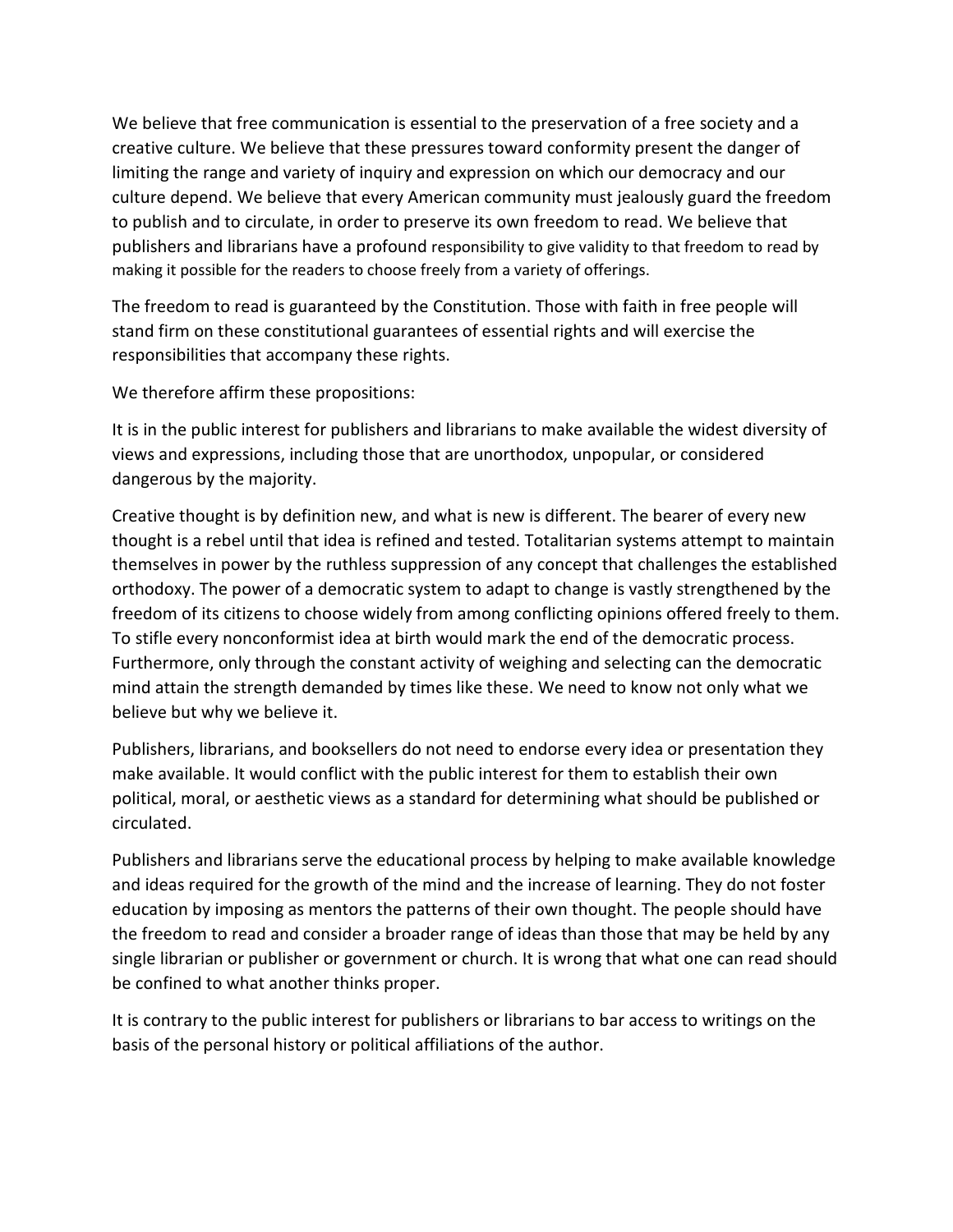We believe that free communication is essential to the preservation of a free society and a creative culture. We believe that these pressures toward conformity present the danger of limiting the range and variety of inquiry and expression on which our democracy and our culture depend. We believe that every American community must jealously guard the freedom to publish and to circulate, in order to preserve its own freedom to read. We believe that publishers and librarians have a profound responsibility to give validity to that freedom to read by making it possible for the readers to choose freely from a variety of offerings.

The freedom to read is guaranteed by the Constitution. Those with faith in free people will stand firm on these constitutional guarantees of essential rights and will exercise the responsibilities that accompany these rights.

We therefore affirm these propositions:

It is in the public interest for publishers and librarians to make available the widest diversity of views and expressions, including those that are unorthodox, unpopular, or considered dangerous by the majority.

Creative thought is by definition new, and what is new is different. The bearer of every new thought is a rebel until that idea is refined and tested. Totalitarian systems attempt to maintain themselves in power by the ruthless suppression of any concept that challenges the established orthodoxy. The power of a democratic system to adapt to change is vastly strengthened by the freedom of its citizens to choose widely from among conflicting opinions offered freely to them. To stifle every nonconformist idea at birth would mark the end of the democratic process. Furthermore, only through the constant activity of weighing and selecting can the democratic mind attain the strength demanded by times like these. We need to know not only what we believe but why we believe it.

Publishers, librarians, and booksellers do not need to endorse every idea or presentation they make available. It would conflict with the public interest for them to establish their own political, moral, or aesthetic views as a standard for determining what should be published or circulated.

Publishers and librarians serve the educational process by helping to make available knowledge and ideas required for the growth of the mind and the increase of learning. They do not foster education by imposing as mentors the patterns of their own thought. The people should have the freedom to read and consider a broader range of ideas than those that may be held by any single librarian or publisher or government or church. It is wrong that what one can read should be confined to what another thinks proper.

It is contrary to the public interest for publishers or librarians to bar access to writings on the basis of the personal history or political affiliations of the author.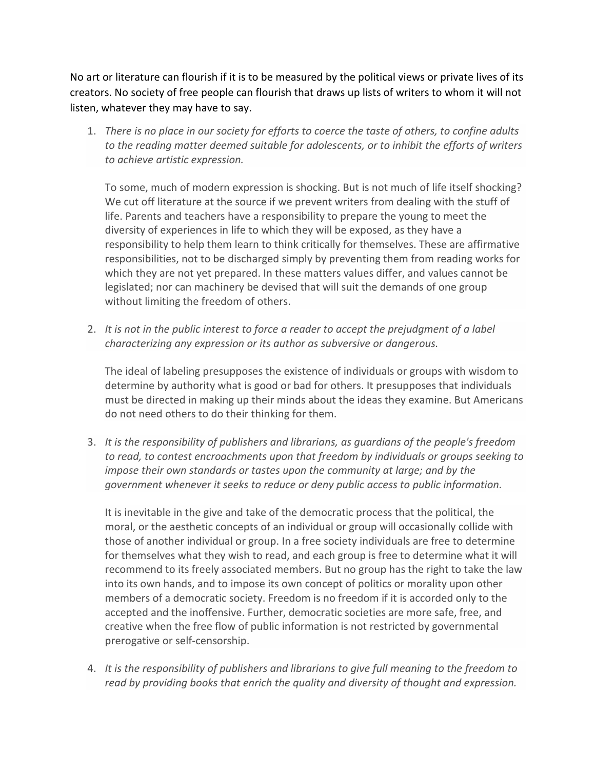No art or literature can flourish if it is to be measured by the political views or private lives of its creators. No society of free people can flourish that draws up lists of writers to whom it will not listen, whatever they may have to say.

1. *There is no place in our society for efforts to coerce the taste of others, to confine adults to the reading matter deemed suitable for adolescents, or to inhibit the efforts of writers to achieve artistic expression.*

   To some, much of modern expression is shocking. But is not much of life itself shocking? We cut off literature at the source if we prevent writers from dealing with the stuff of life. Parents and teachers have a responsibility to prepare the young to meet the diversity of experiences in life to which they will be exposed, as they have a responsibility to help them learn to think critically for themselves. These are affirmative responsibilities, not to be discharged simply by preventing them from reading works for which they are not yet prepared. In these matters values differ, and values cannot be legislated; nor can machinery be devised that will suit the demands of one group without limiting the freedom of others.

2. *It is not in the public interest to force a reader to accept the prejudgment of a label characterizing any expression or its author as subversive or dangerous.*

   The ideal of labeling presupposes the existence of individuals or groups with wisdom to determine by authority what is good or bad for others. It presupposes that individuals must be directed in making up their minds about the ideas they examine. But Americans do not need others to do their thinking for them.

3. *It is the responsibility of publishers and librarians, as guardians of the people's freedom to read, to contest encroachments upon that freedom by individuals or groups seeking to impose their own standards or tastes upon the community at large; and by the government whenever it seeks to reduce or deny public access to public information.*

   It is inevitable in the give and take of the democratic process that the political, the moral, or the aesthetic concepts of an individual or group will occasionally collide with those of another individual or group. In a free society individuals are free to determine for themselves what they wish to read, and each group is free to determine what it will recommend to its freely associated members. But no group has the right to take the law into its own hands, and to impose its own concept of politics or morality upon other members of a democratic society. Freedom is no freedom if it is accorded only to the accepted and the inoffensive. Further, democratic societies are more safe, free, and creative when the free flow of public information is not restricted by governmental prerogative or self-censorship.

4. *It is the responsibility of publishers and librarians to give full meaning to the freedom to read by providing books that enrich the quality and diversity of thought and expression.*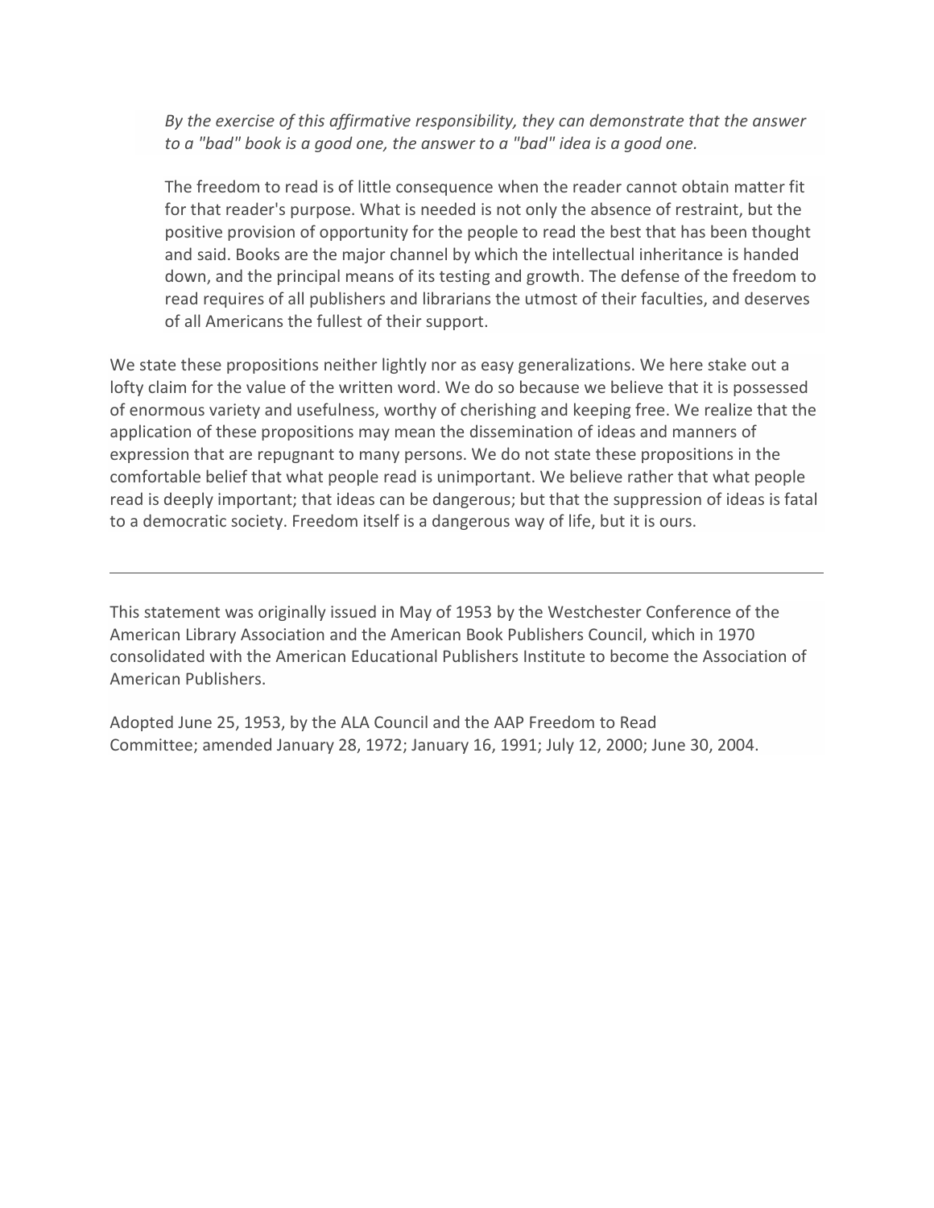> *By the exercise of this affirmative responsibility, they can demonstrate that the answer to a "bad" book is a good one, the answer to a "bad" idea is a good one.*
>
> The freedom to read is of little consequence when the reader cannot obtain matter fit for that reader's purpose. What is needed is not only the absence of restraint, but the positive provision of opportunity for the people to read the best that has been thought and said. Books are the major channel by which the intellectual inheritance is handed down, and the principal means of its testing and growth. The defense of the freedom to read requires of all publishers and librarians the utmost of their faculties, and deserves of all Americans the fullest of their support.

We state these propositions neither lightly nor as easy generalizations. We here stake out a lofty claim for the value of the written word. We do so because we believe that it is possessed of enormous variety and usefulness, worthy of cherishing and keeping free. We realize that the application of these propositions may mean the dissemination of ideas and manners of expression that are repugnant to many persons. We do not state these propositions in the comfortable belief that what people read is unimportant. We believe rather that what people read is deeply important; that ideas can be dangerous; but that the suppression of ideas is fatal to a democratic society. Freedom itself is a dangerous way of life, but it is ours.

---

This statement was originally issued in May of 1953 by the Westchester Conference of the American Library Association and the American Book Publishers Council, which in 1970 consolidated with the American Educational Publishers Institute to become the Association of American Publishers.

Adopted June 25, 1953, by the ALA Council and the AAP Freedom to Read Committee; amended January 28, 1972; January 16, 1991; July 12, 2000; June 30, 2004.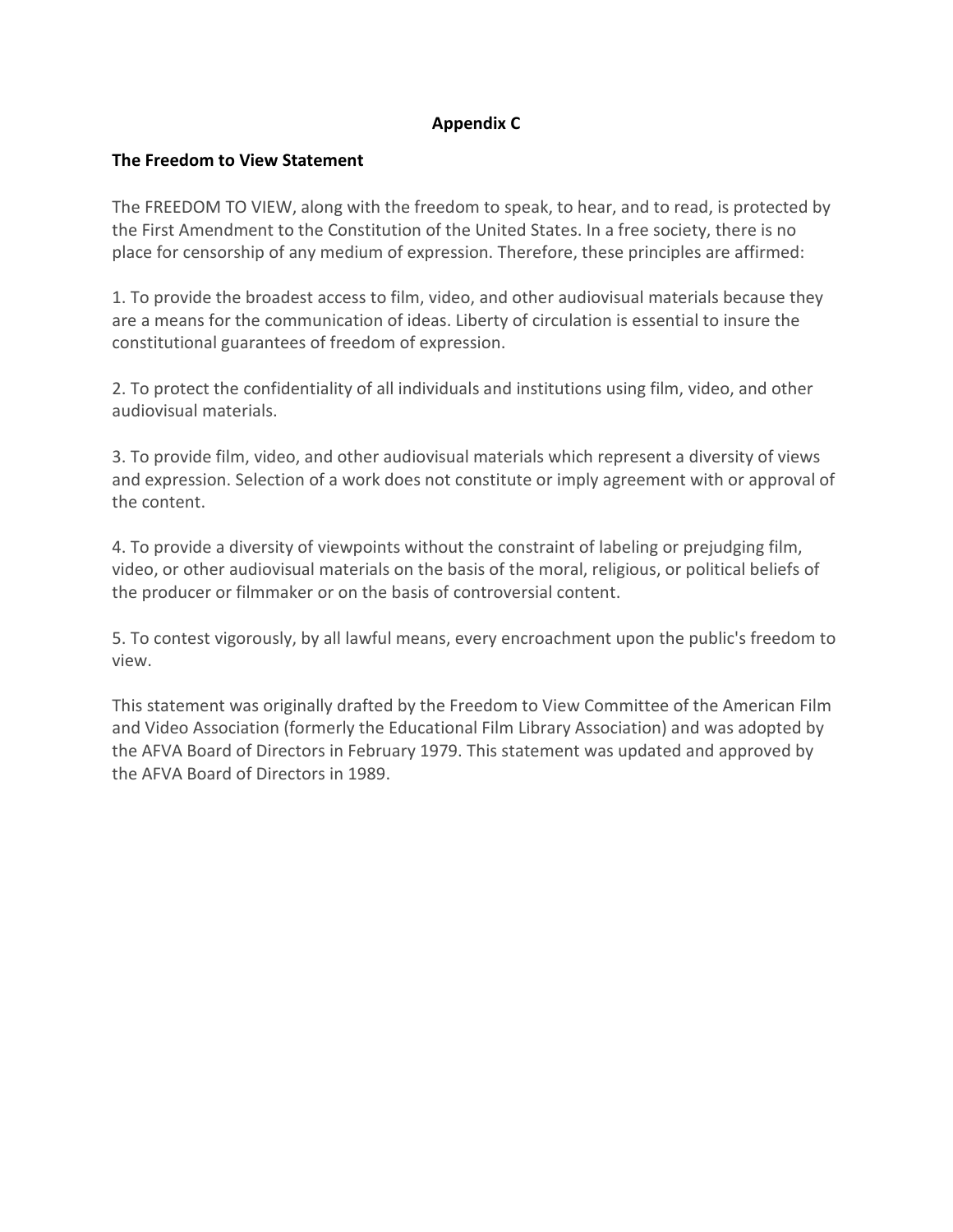## Appendix C

### The Freedom to View Statement

The FREEDOM TO VIEW, along with the freedom to speak, to hear, and to read, is protected by the First Amendment to the Constitution of the United States. In a free society, there is no place for censorship of any medium of expression. Therefore, these principles are affirmed:

1. To provide the broadest access to film, video, and other audiovisual materials because they are a means for the communication of ideas. Liberty of circulation is essential to insure the constitutional guarantees of freedom of expression.

2. To protect the confidentiality of all individuals and institutions using film, video, and other audiovisual materials.

3. To provide film, video, and other audiovisual materials which represent a diversity of views and expression. Selection of a work does not constitute or imply agreement with or approval of the content.

4. To provide a diversity of viewpoints without the constraint of labeling or prejudging film, video, or other audiovisual materials on the basis of the moral, religious, or political beliefs of the producer or filmmaker or on the basis of controversial content.

5. To contest vigorously, by all lawful means, every encroachment upon the public's freedom to view.

This statement was originally drafted by the Freedom to View Committee of the American Film and Video Association (formerly the Educational Film Library Association) and was adopted by the AFVA Board of Directors in February 1979. This statement was updated and approved by the AFVA Board of Directors in 1989.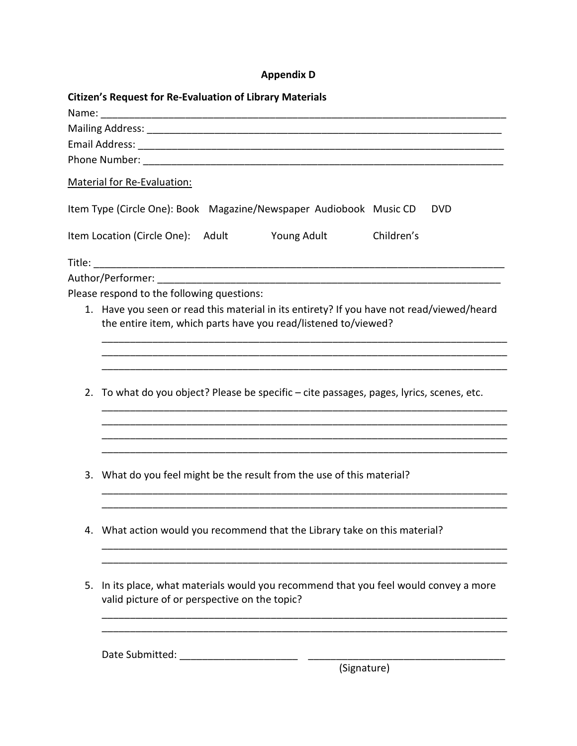# Appendix D

**Citizen's Request for Re-Evaluation of Library Materials**

Name: ____________________________________________________________________________

Mailing Address: ____________________________________________________________________

Email Address: ______________________________________________________________________

Phone Number: ______________________________________________________________________

<u>Material for Re-Evaluation:</u>

Item Type (Circle One): Book   Magazine/Newspaper   Audiobook   Music CD   DVD

Item Location (Circle One):   Adult   Young Adult   Children's

Title: _____________________________________________________________________________

Author/Performer: ___________________________________________________________________

Please respond to the following questions:

1. Have you seen or read this material in its entirety? If you have not read/viewed/heard the entire item, which parts have you read/listened to/viewed?

   ___________________________________________________________________________
   ___________________________________________________________________________
   ___________________________________________________________________________

2. To what do you object? Please be specific – cite passages, pages, lyrics, scenes, etc.

   ___________________________________________________________________________
   ___________________________________________________________________________
   ___________________________________________________________________________
   ___________________________________________________________________________

3. What do you feel might be the result from the use of this material?

   ___________________________________________________________________________
   ___________________________________________________________________________

4. What action would you recommend that the Library take on this material?

   ___________________________________________________________________________
   ___________________________________________________________________________

5. In its place, what materials would you recommend that you feel would convey a more valid picture of or perspective on the topic?

   ___________________________________________________________________________
   ___________________________________________________________________________

Date Submitted: _____________________   ____________________________________
(Signature)